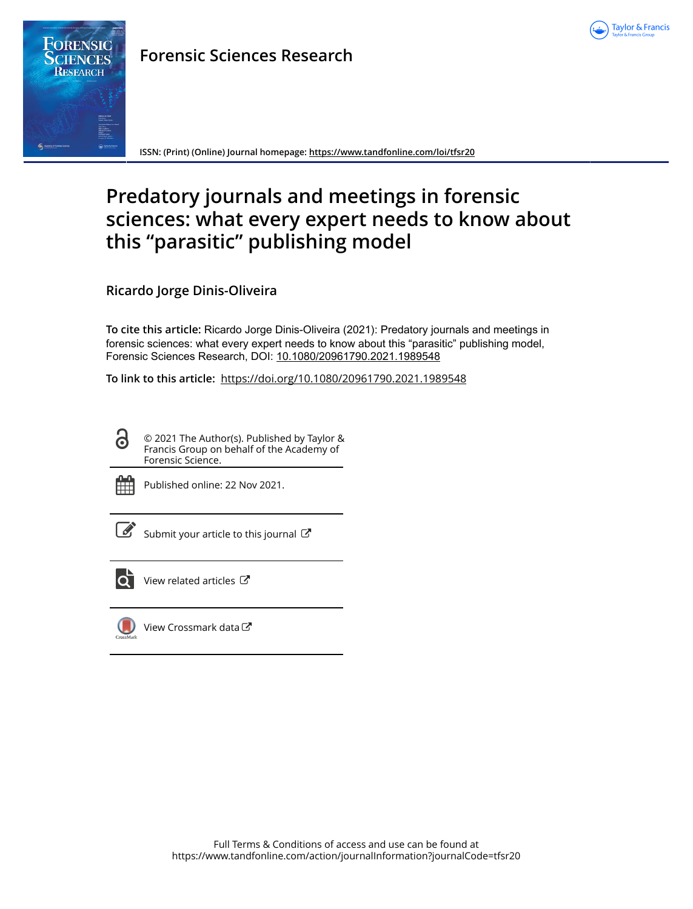Forensic Sciences Research

ISSN: (Print) (Online) Journal homepage: https://www.tandfonline.com/loi/tfsr20

# Predatory journals and meetings in forensic sciences: what every expert needs to know about this "parasitic" publishing model

## Ricardo Jorge Dinis-Oliveira

**To cite this article:** Ricardo Jorge Dinis-Oliveira (2021): Predatory journals and meetings in forensic sciences: what every expert needs to know about this "parasitic" publishing model, Forensic Sciences Research, DOI: 10.1080/20961790.2021.1989548

**To link to this article:** https://doi.org/10.1080/20961790.2021.1989548

© 2021 The Author(s). Published by Taylor & Francis Group on behalf of the Academy of Forensic Science.

Published online: 22 Nov 2021.

Submit your article to this journal

View related articles

View Crossmark data

Full Terms & Conditions of access and use can be found at https://www.tandfonline.com/action/journalInformation?journalCode=tfsr20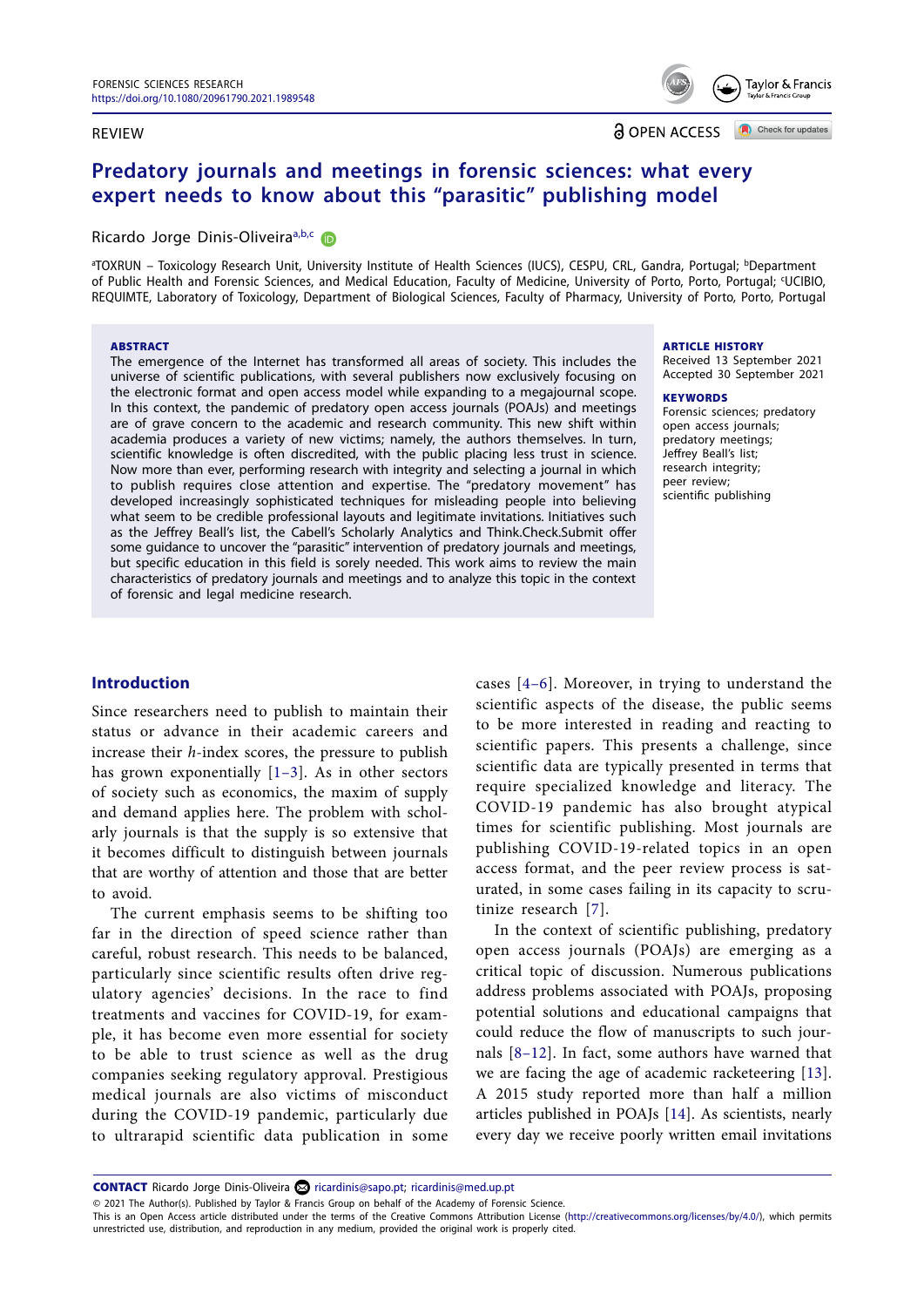REVIEW

# Predatory journals and meetings in forensic sciences: what every expert needs to know about this "parasitic" publishing model

Ricardo Jorge Dinis-Oliveira[a,b,c]

[a]TOXRUN – Toxicology Research Unit, University Institute of Health Sciences (IUCS), CESPU, CRL, Gandra, Portugal; [b]Department of Public Health and Forensic Sciences, and Medical Education, Faculty of Medicine, University of Porto, Porto, Portugal; [c]UCIBIO, REQUIMTE, Laboratory of Toxicology, Department of Biological Sciences, Faculty of Pharmacy, University of Porto, Porto, Portugal

**ABSTRACT**

The emergence of the Internet has transformed all areas of society. This includes the universe of scientific publications, with several publishers now exclusively focusing on the electronic format and open access model while expanding to a megajournal scope. In this context, the pandemic of predatory open access journals (POAJs) and meetings are of grave concern to the academic and research community. This new shift within academia produces a variety of new victims; namely, the authors themselves. In turn, scientific knowledge is often discredited, with the public placing less trust in science. Now more than ever, performing research with integrity and selecting a journal in which to publish requires close attention and expertise. The "predatory movement" has developed increasingly sophisticated techniques for misleading people into believing what seem to be credible professional layouts and legitimate invitations. Initiatives such as the Jeffrey Beall's list, the Cabell's Scholarly Analytics and Think.Check.Submit offer some guidance to uncover the "parasitic" intervention of predatory journals and meetings, but specific education in this field is sorely needed. This work aims to review the main characteristics of predatory journals and meetings and to analyze this topic in the context of forensic and legal medicine research.

**ARTICLE HISTORY**

Received 13 September 2021
Accepted 30 September 2021

**KEYWORDS**

Forensic sciences; predatory open access journals; predatory meetings; Jeffrey Beall's list; research integrity; peer review; scientific publishing

## Introduction

Since researchers need to publish to maintain their status or advance in their academic careers and increase their *h*-index scores, the pressure to publish has grown exponentially [1–3]. As in other sectors of society such as economics, the maxim of supply and demand applies here. The problem with scholarly journals is that the supply is so extensive that it becomes difficult to distinguish between journals that are worthy of attention and those that are better to avoid.

The current emphasis seems to be shifting too far in the direction of speed science rather than careful, robust research. This needs to be balanced, particularly since scientific results often drive regulatory agencies' decisions. In the race to find treatments and vaccines for COVID-19, for example, it has become even more essential for society to be able to trust science as well as the drug companies seeking regulatory approval. Prestigious medical journals are also victims of misconduct during the COVID-19 pandemic, particularly due to ultrarapid scientific data publication in some cases [4–6]. Moreover, in trying to understand the scientific aspects of the disease, the public seems to be more interested in reading and reacting to scientific papers. This presents a challenge, since scientific data are typically presented in terms that require specialized knowledge and literacy. The COVID-19 pandemic has also brought atypical times for scientific publishing. Most journals are publishing COVID-19-related topics in an open access format, and the peer review process is saturated, in some cases failing in its capacity to scrutinize research [7].

In the context of scientific publishing, predatory open access journals (POAJs) are emerging as a critical topic of discussion. Numerous publications address problems associated with POAJs, proposing potential solutions and educational campaigns that could reduce the flow of manuscripts to such journals [8–12]. In fact, some authors have warned that we are facing the age of academic racketeering [13]. A 2015 study reported more than half a million articles published in POAJs [14]. As scientists, nearly every day we receive poorly written email invitations

**CONTACT** Ricardo Jorge Dinis-Oliveira ricardinis@sapo.pt; ricardinis@med.up.pt

© 2021 The Author(s). Published by Taylor & Francis Group on behalf of the Academy of Forensic Science.
This is an Open Access article distributed under the terms of the Creative Commons Attribution License (http://creativecommons.org/licenses/by/4.0/), which permits unrestricted use, distribution, and reproduction in any medium, provided the original work is properly cited.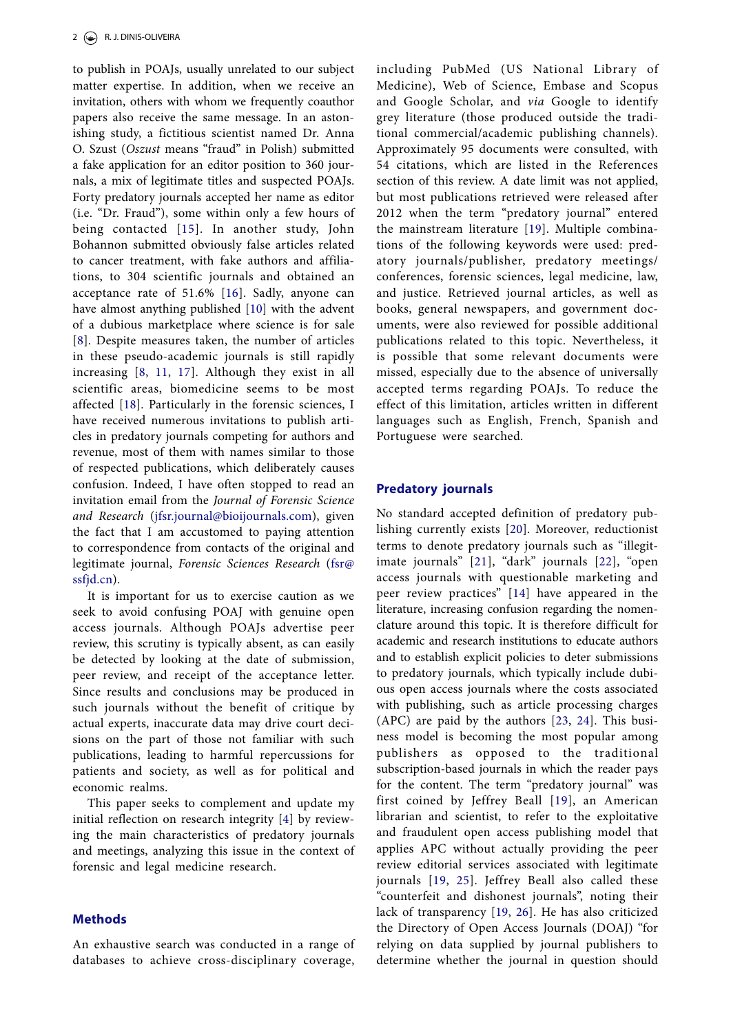to publish in POAJs, usually unrelated to our subject matter expertise. In addition, when we receive an invitation, others with whom we frequently coauthor papers also receive the same message. In an astonishing study, a fictitious scientist named Dr. Anna O. Szust (*Oszust* means "fraud" in Polish) submitted a fake application for an editor position to 360 journals, a mix of legitimate titles and suspected POAJs. Forty predatory journals accepted her name as editor (i.e. "Dr. Fraud"), some within only a few hours of being contacted [15]. In another study, John Bohannon submitted obviously false articles related to cancer treatment, with fake authors and affiliations, to 304 scientific journals and obtained an acceptance rate of 51.6% [16]. Sadly, anyone can have almost anything published [10] with the advent of a dubious marketplace where science is for sale [8]. Despite measures taken, the number of articles in these pseudo-academic journals is still rapidly increasing [8, 11, 17]. Although they exist in all scientific areas, biomedicine seems to be most affected [18]. Particularly in the forensic sciences, I have received numerous invitations to publish articles in predatory journals competing for authors and revenue, most of them with names similar to those of respected publications, which deliberately causes confusion. Indeed, I have often stopped to read an invitation email from the *Journal of Forensic Science and Research* (jfsr.journal@bioijournals.com), given the fact that I am accustomed to paying attention to correspondence from contacts of the original and legitimate journal, *Forensic Sciences Research* (fsr@ssfjd.cn).

It is important for us to exercise caution as we seek to avoid confusing POAJ with genuine open access journals. Although POAJs advertise peer review, this scrutiny is typically absent, as can easily be detected by looking at the date of submission, peer review, and receipt of the acceptance letter. Since results and conclusions may be produced in such journals without the benefit of critique by actual experts, inaccurate data may drive court decisions on the part of those not familiar with such publications, leading to harmful repercussions for patients and society, as well as for political and economic realms.

This paper seeks to complement and update my initial reflection on research integrity [4] by reviewing the main characteristics of predatory journals and meetings, analyzing this issue in the context of forensic and legal medicine research.

## Methods

An exhaustive search was conducted in a range of databases to achieve cross-disciplinary coverage, including PubMed (US National Library of Medicine), Web of Science, Embase and Scopus and Google Scholar, and *via* Google to identify grey literature (those produced outside the traditional commercial/academic publishing channels). Approximately 95 documents were consulted, with 54 citations, which are listed in the References section of this review. A date limit was not applied, but most publications retrieved were released after 2012 when the term "predatory journal" entered the mainstream literature [19]. Multiple combinations of the following keywords were used: predatory journals/publisher, predatory meetings/conferences, forensic sciences, legal medicine, law, and justice. Retrieved journal articles, as well as books, general newspapers, and government documents, were also reviewed for possible additional publications related to this topic. Nevertheless, it is possible that some relevant documents were missed, especially due to the absence of universally accepted terms regarding POAJs. To reduce the effect of this limitation, articles written in different languages such as English, French, Spanish and Portuguese were searched.

## Predatory journals

No standard accepted definition of predatory publishing currently exists [20]. Moreover, reductionist terms to denote predatory journals such as "illegitimate journals" [21], "dark" journals [22], "open access journals with questionable marketing and peer review practices" [14] have appeared in the literature, increasing confusion regarding the nomenclature around this topic. It is therefore difficult for academic and research institutions to educate authors and to establish explicit policies to deter submissions to predatory journals, which typically include dubious open access journals where the costs associated with publishing, such as article processing charges (APC) are paid by the authors [23, 24]. This business model is becoming the most popular among publishers as opposed to the traditional subscription-based journals in which the reader pays for the content. The term "predatory journal" was first coined by Jeffrey Beall [19], an American librarian and scientist, to refer to the exploitative and fraudulent open access publishing model that applies APC without actually providing the peer review editorial services associated with legitimate journals [19, 25]. Jeffrey Beall also called these "counterfeit and dishonest journals", noting their lack of transparency [19, 26]. He has also criticized the Directory of Open Access Journals (DOAJ) "for relying on data supplied by journal publishers to determine whether the journal in question should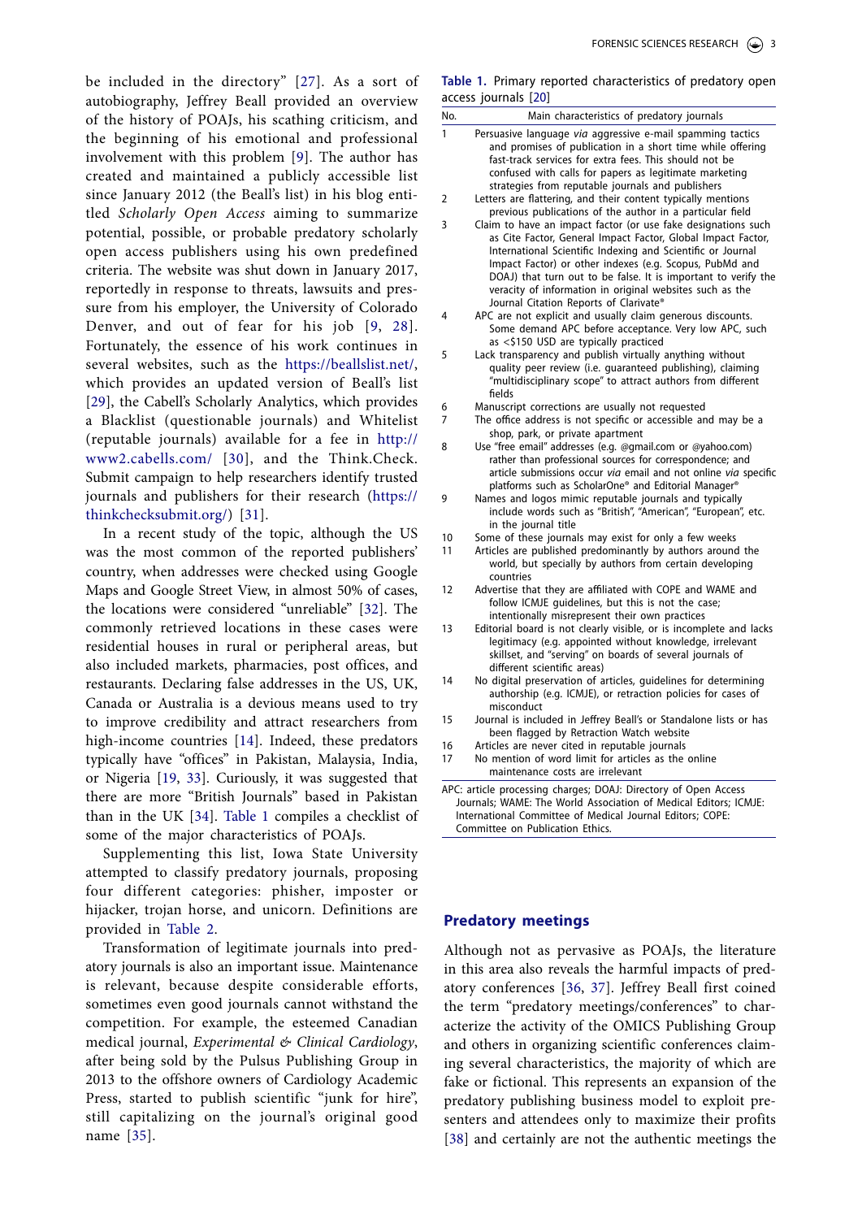be included in the directory" [27]. As a sort of autobiography, Jeffrey Beall provided an overview of the history of POAJs, his scathing criticism, and the beginning of his emotional and professional involvement with this problem [9]. The author has created and maintained a publicly accessible list since January 2012 (the Beall's list) in his blog entitled *Scholarly Open Access* aiming to summarize potential, possible, or probable predatory scholarly open access publishers using his own predefined criteria. The website was shut down in January 2017, reportedly in response to threats, lawsuits and pressure from his employer, the University of Colorado Denver, and out of fear for his job [9, 28]. Fortunately, the essence of his work continues in several websites, such as the https://beallslist.net/, which provides an updated version of Beall's list [29], the Cabell's Scholarly Analytics, which provides a Blacklist (questionable journals) and Whitelist (reputable journals) available for a fee in http://www2.cabells.com/ [30], and the Think.Check. Submit campaign to help researchers identify trusted journals and publishers for their research (https://thinkchecksubmit.org/) [31].

In a recent study of the topic, although the US was the most common of the reported publishers' country, when addresses were checked using Google Maps and Google Street View, in almost 50% of cases, the locations were considered "unreliable" [32]. The commonly retrieved locations in these cases were residential houses in rural or peripheral areas, but also included markets, pharmacies, post offices, and restaurants. Declaring false addresses in the US, UK, Canada or Australia is a devious means used to try to improve credibility and attract researchers from high-income countries [14]. Indeed, these predators typically have "offices" in Pakistan, Malaysia, India, or Nigeria [19, 33]. Curiously, it was suggested that there are more "British Journals" based in Pakistan than in the UK [34]. Table 1 compiles a checklist of some of the major characteristics of POAJs.

Supplementing this list, Iowa State University attempted to classify predatory journals, proposing four different categories: phisher, imposter or hijacker, trojan horse, and unicorn. Definitions are provided in Table 2.

Transformation of legitimate journals into predatory journals is also an important issue. Maintenance is relevant, because despite considerable efforts, sometimes even good journals cannot withstand the competition. For example, the esteemed Canadian medical journal, *Experimental & Clinical Cardiology*, after being sold by the Pulsus Publishing Group in 2013 to the offshore owners of Cardiology Academic Press, started to publish scientific "junk for hire", still capitalizing on the journal's original good name [35].

**Table 1.** Primary reported characteristics of predatory open access journals [20]

| No. | Main characteristics of predatory journals |
|---|---|
| 1 | Persuasive language *via* aggressive e-mail spamming tactics and promises of publication in a short time while offering fast-track services for extra fees. This should not be confused with calls for papers as legitimate marketing strategies from reputable journals and publishers |
| 2 | Letters are flattering, and their content typically mentions previous publications of the author in a particular field |
| 3 | Claim to have an impact factor (or use fake designations such as Cite Factor, General Impact Factor, Global Impact Factor, International Scientific Indexing and Scientific or Journal Impact Factor) or other indexes (e.g. Scopus, PubMd and DOAJ) that turn out to be false. It is important to verify the veracity of information in original websites such as the Journal Citation Reports of Clarivate® |
| 4 | APC are not explicit and usually claim generous discounts. Some demand APC before acceptance. Very low APC, such as <$150 USD are typically practiced |
| 5 | Lack transparency and publish virtually anything without quality peer review (i.e. guaranteed publishing), claiming "multidisciplinary scope" to attract authors from different fields |
| 6 | Manuscript corrections are usually not requested |
| 7 | The office address is not specific or accessible and may be a shop, park, or private apartment |
| 8 | Use "free email" addresses (e.g. @gmail.com or @yahoo.com) rather than professional sources for correspondence; and article submissions occur *via* email and not online *via* specific platforms such as ScholarOne® and Editorial Manager® |
| 9 | Names and logos mimic reputable journals and typically include words such as "British", "American", "European", etc. in the journal title |
| 10 | Some of these journals may exist for only a few weeks |
| 11 | Articles are published predominantly by authors around the world, but specially by authors from certain developing countries |
| 12 | Advertise that they are affiliated with COPE and WAME and follow ICMJE guidelines, but this is not the case; intentionally misrepresent their own practices |
| 13 | Editorial board is not clearly visible, or is incomplete and lacks legitimacy (e.g. appointed without knowledge, irrelevant skillset, and "serving" on boards of several journals of different scientific areas) |
| 14 | No digital preservation of articles, guidelines for determining authorship (e.g. ICMJE), or retraction policies for cases of misconduct |
| 15 | Journal is included in Jeffrey Beall's or Standalone lists or has been flagged by Retraction Watch website |
| 16 | Articles are never cited in reputable journals |
| 17 | No mention of word limit for articles as the online maintenance costs are irrelevant |

APC: article processing charges; DOAJ: Directory of Open Access Journals; WAME: The World Association of Medical Editors; ICMJE: International Committee of Medical Journal Editors; COPE: Committee on Publication Ethics.

## Predatory meetings

Although not as pervasive as POAJs, the literature in this area also reveals the harmful impacts of predatory conferences [36, 37]. Jeffrey Beall first coined the term "predatory meetings/conferences" to characterize the activity of the OMICS Publishing Group and others in organizing scientific conferences claiming several characteristics, the majority of which are fake or fictional. This represents an expansion of the predatory publishing business model to exploit presenters and attendees only to maximize their profits [38] and certainly are not the authentic meetings the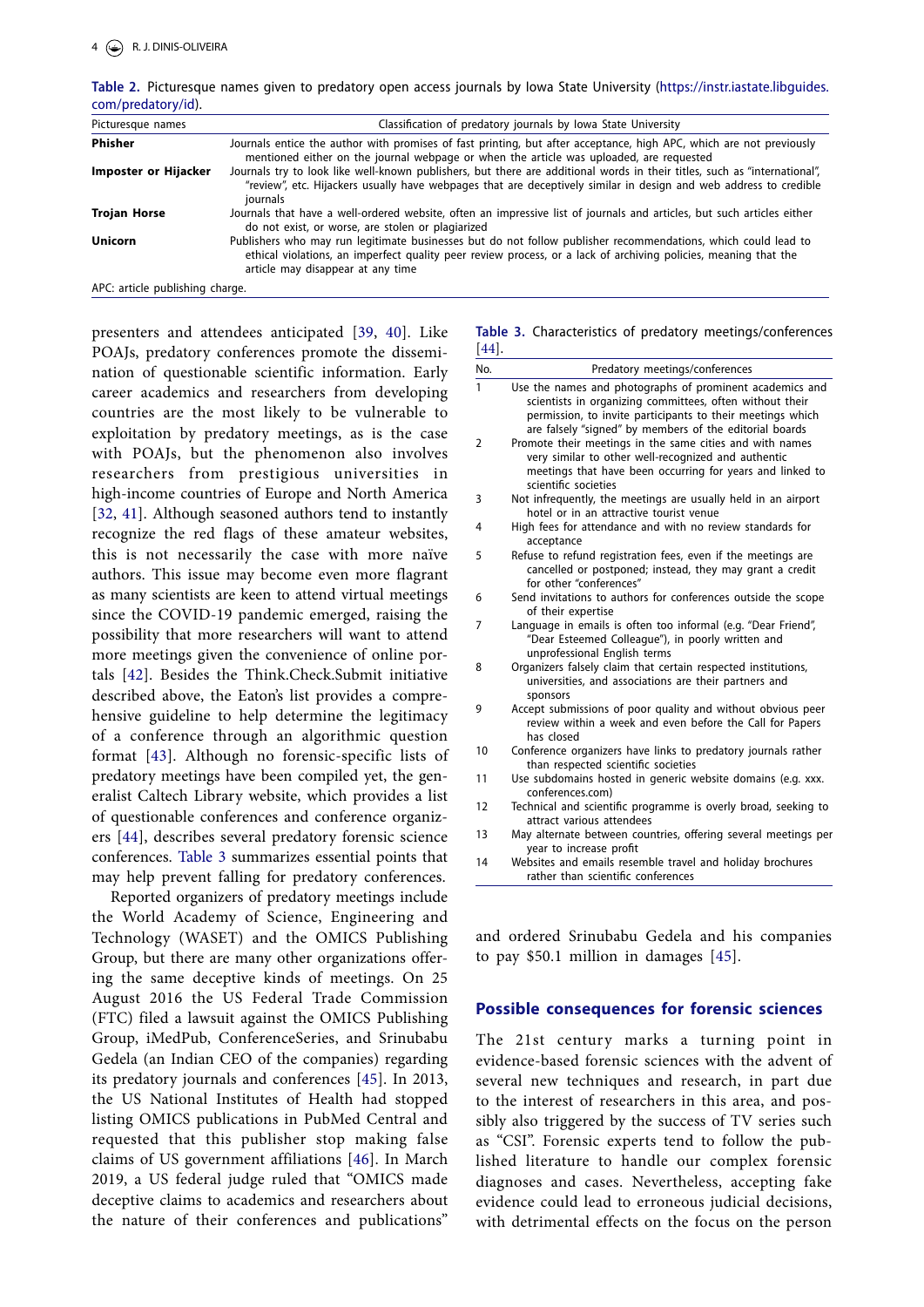Table 2. Picturesque names given to predatory open access journals by Iowa State University (https://instr.iastate.libguides.com/predatory/id).

| Picturesque names | Classification of predatory journals by Iowa State University |
|---|---|
| **Phisher** | Journals entice the author with promises of fast printing, but after acceptance, high APC, which are not previously mentioned either on the journal webpage or when the article was uploaded, are requested |
| **Imposter or Hijacker** | Journals try to look like well-known publishers, but there are additional words in their titles, such as "international", "review", etc. Hijackers usually have webpages that are deceptively similar in design and web address to credible journals |
| **Trojan Horse** | Journals that have a well-ordered website, often an impressive list of journals and articles, but such articles either do not exist, or worse, are stolen or plagiarized |
| **Unicorn** | Publishers who may run legitimate businesses but do not follow publisher recommendations, which could lead to ethical violations, an imperfect quality peer review process, or a lack of archiving policies, meaning that the article may disappear at any time |

APC: article publishing charge.

presenters and attendees anticipated [39, 40]. Like POAJs, predatory conferences promote the dissemination of questionable scientific information. Early career academics and researchers from developing countries are the most likely to be vulnerable to exploitation by predatory meetings, as is the case with POAJs, but the phenomenon also involves researchers from prestigious universities in high-income countries of Europe and North America [32, 41]. Although seasoned authors tend to instantly recognize the red flags of these amateur websites, this is not necessarily the case with more naïve authors. This issue may become even more flagrant as many scientists are keen to attend virtual meetings since the COVID-19 pandemic emerged, raising the possibility that more researchers will want to attend more meetings given the convenience of online portals [42]. Besides the Think.Check.Submit initiative described above, the Eaton's list provides a comprehensive guideline to help determine the legitimacy of a conference through an algorithmic question format [43]. Although no forensic-specific lists of predatory meetings have been compiled yet, the generalist Caltech Library website, which provides a list of questionable conferences and conference organizers [44], describes several predatory forensic science conferences. Table 3 summarizes essential points that may help prevent falling for predatory conferences.

Reported organizers of predatory meetings include the World Academy of Science, Engineering and Technology (WASET) and the OMICS Publishing Group, but there are many other organizations offering the same deceptive kinds of meetings. On 25 August 2016 the US Federal Trade Commission (FTC) filed a lawsuit against the OMICS Publishing Group, iMedPub, ConferenceSeries, and Srinubabu Gedela (an Indian CEO of the companies) regarding its predatory journals and conferences [45]. In 2013, the US National Institutes of Health had stopped listing OMICS publications in PubMed Central and requested that this publisher stop making false claims of US government affiliations [46]. In March 2019, a US federal judge ruled that "OMICS made deceptive claims to academics and researchers about the nature of their conferences and publications" and ordered Srinubabu Gedela and his companies to pay $50.1 million in damages [45].

Table 3. Characteristics of predatory meetings/conferences [44].

| No. | Predatory meetings/conferences |
|---|---|
| 1 | Use the names and photographs of prominent academics and scientists in organizing committees, often without their permission, to invite participants to their meetings which are falsely "signed" by members of the editorial boards |
| 2 | Promote their meetings in the same cities and with names very similar to other well-recognized and authentic meetings that have been occurring for years and linked to scientific societies |
| 3 | Not infrequently, the meetings are usually held in an airport hotel or in an attractive tourist venue |
| 4 | High fees for attendance and with no review standards for acceptance |
| 5 | Refuse to refund registration fees, even if the meetings are cancelled or postponed; instead, they may grant a credit for other "conferences" |
| 6 | Send invitations to authors for conferences outside the scope of their expertise |
| 7 | Language in emails is often too informal (e.g. "Dear Friend", "Dear Esteemed Colleague"), in poorly written and unprofessional English terms |
| 8 | Organizers falsely claim that certain respected institutions, universities, and associations are their partners and sponsors |
| 9 | Accept submissions of poor quality and without obvious peer review within a week and even before the Call for Papers has closed |
| 10 | Conference organizers have links to predatory journals rather than respected scientific societies |
| 11 | Use subdomains hosted in generic website domains (e.g. xxx.conferences.com) |
| 12 | Technical and scientific programme is overly broad, seeking to attract various attendees |
| 13 | May alternate between countries, offering several meetings per year to increase profit |
| 14 | Websites and emails resemble travel and holiday brochures rather than scientific conferences |

## Possible consequences for forensic sciences

The 21st century marks a turning point in evidence-based forensic sciences with the advent of several new techniques and research, in part due to the interest of researchers in this area, and possibly also triggered by the success of TV series such as "CSI". Forensic experts tend to follow the published literature to handle our complex forensic diagnoses and cases. Nevertheless, accepting fake evidence could lead to erroneous judicial decisions, with detrimental effects on the focus on the person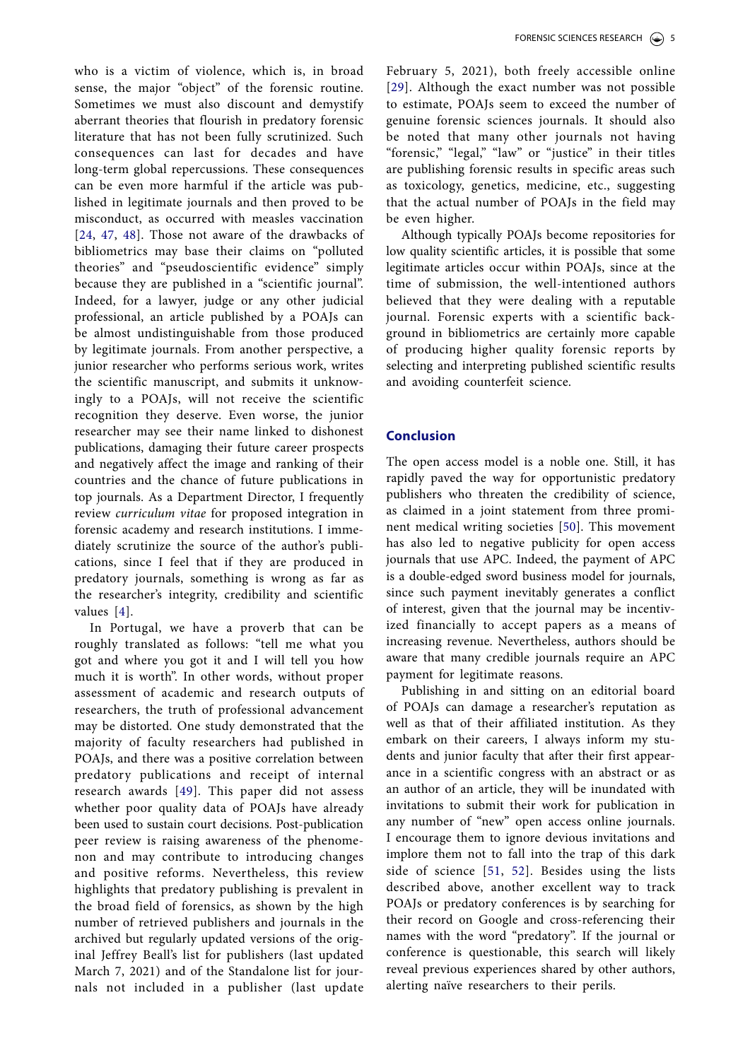who is a victim of violence, which is, in broad sense, the major "object" of the forensic routine. Sometimes we must also discount and demystify aberrant theories that flourish in predatory forensic literature that has not been fully scrutinized. Such consequences can last for decades and have long-term global repercussions. These consequences can be even more harmful if the article was published in legitimate journals and then proved to be misconduct, as occurred with measles vaccination [24, 47, 48]. Those not aware of the drawbacks of bibliometrics may base their claims on "polluted theories" and "pseudoscientific evidence" simply because they are published in a "scientific journal". Indeed, for a lawyer, judge or any other judicial professional, an article published by a POAJs can be almost undistinguishable from those produced by legitimate journals. From another perspective, a junior researcher who performs serious work, writes the scientific manuscript, and submits it unknowingly to a POAJs, will not receive the scientific recognition they deserve. Even worse, the junior researcher may see their name linked to dishonest publications, damaging their future career prospects and negatively affect the image and ranking of their countries and the chance of future publications in top journals. As a Department Director, I frequently review *curriculum vitae* for proposed integration in forensic academy and research institutions. I immediately scrutinize the source of the author's publications, since I feel that if they are produced in predatory journals, something is wrong as far as the researcher's integrity, credibility and scientific values [4].

In Portugal, we have a proverb that can be roughly translated as follows: "tell me what you got and where you got it and I will tell you how much it is worth". In other words, without proper assessment of academic and research outputs of researchers, the truth of professional advancement may be distorted. One study demonstrated that the majority of faculty researchers had published in POAJs, and there was a positive correlation between predatory publications and receipt of internal research awards [49]. This paper did not assess whether poor quality data of POAJs have already been used to sustain court decisions. Post-publication peer review is raising awareness of the phenomenon and may contribute to introducing changes and positive reforms. Nevertheless, this review highlights that predatory publishing is prevalent in the broad field of forensics, as shown by the high number of retrieved publishers and journals in the archived but regularly updated versions of the original Jeffrey Beall's list for publishers (last updated March 7, 2021) and of the Standalone list for journals not included in a publisher (last update February 5, 2021), both freely accessible online [29]. Although the exact number was not possible to estimate, POAJs seem to exceed the number of genuine forensic sciences journals. It should also be noted that many other journals not having "forensic," "legal," "law" or "justice" in their titles are publishing forensic results in specific areas such as toxicology, genetics, medicine, etc., suggesting that the actual number of POAJs in the field may be even higher.

Although typically POAJs become repositories for low quality scientific articles, it is possible that some legitimate articles occur within POAJs, since at the time of submission, the well-intentioned authors believed that they were dealing with a reputable journal. Forensic experts with a scientific background in bibliometrics are certainly more capable of producing higher quality forensic reports by selecting and interpreting published scientific results and avoiding counterfeit science.

## Conclusion

The open access model is a noble one. Still, it has rapidly paved the way for opportunistic predatory publishers who threaten the credibility of science, as claimed in a joint statement from three prominent medical writing societies [50]. This movement has also led to negative publicity for open access journals that use APC. Indeed, the payment of APC is a double-edged sword business model for journals, since such payment inevitably generates a conflict of interest, given that the journal may be incentivized financially to accept papers as a means of increasing revenue. Nevertheless, authors should be aware that many credible journals require an APC payment for legitimate reasons.

Publishing in and sitting on an editorial board of POAJs can damage a researcher's reputation as well as that of their affiliated institution. As they embark on their careers, I always inform my students and junior faculty that after their first appearance in a scientific congress with an abstract or as an author of an article, they will be inundated with invitations to submit their work for publication in any number of "new" open access online journals. I encourage them to ignore devious invitations and implore them not to fall into the trap of this dark side of science [51, 52]. Besides using the lists described above, another excellent way to track POAJs or predatory conferences is by searching for their record on Google and cross-referencing their names with the word "predatory". If the journal or conference is questionable, this search will likely reveal previous experiences shared by other authors, alerting naïve researchers to their perils.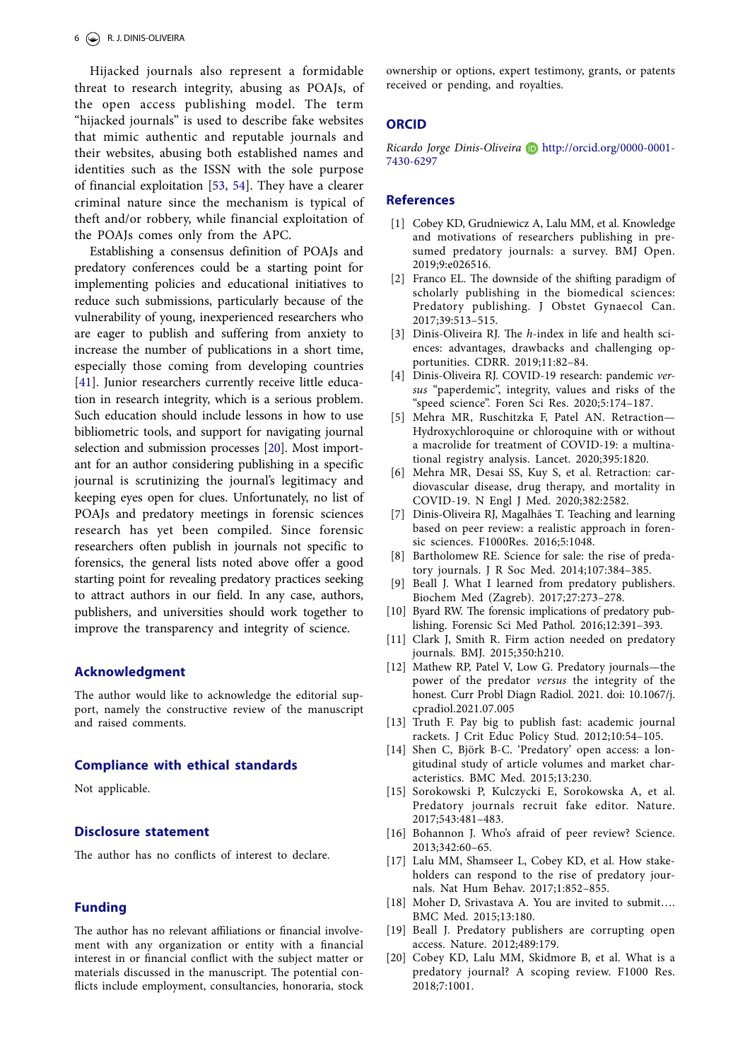Hijacked journals also represent a formidable threat to research integrity, abusing as POAJs, of the open access publishing model. The term "hijacked journals" is used to describe fake websites that mimic authentic and reputable journals and their websites, abusing both established names and identities such as the ISSN with the sole purpose of financial exploitation [53, 54]. They have a clearer criminal nature since the mechanism is typical of theft and/or robbery, while financial exploitation of the POAJs comes only from the APC.

Establishing a consensus definition of POAJs and predatory conferences could be a starting point for implementing policies and educational initiatives to reduce such submissions, particularly because of the vulnerability of young, inexperienced researchers who are eager to publish and suffering from anxiety to increase the number of publications in a short time, especially those coming from developing countries [41]. Junior researchers currently receive little education in research integrity, which is a serious problem. Such education should include lessons in how to use bibliometric tools, and support for navigating journal selection and submission processes [20]. Most important for an author considering publishing in a specific journal is scrutinizing the journal's legitimacy and keeping eyes open for clues. Unfortunately, no list of POAJs and predatory meetings in forensic sciences research has yet been compiled. Since forensic researchers often publish in journals not specific to forensics, the general lists noted above offer a good starting point for revealing predatory practices seeking to attract authors in our field. In any case, authors, publishers, and universities should work together to improve the transparency and integrity of science.

## Acknowledgment

The author would like to acknowledge the editorial support, namely the constructive review of the manuscript and raised comments.

## Compliance with ethical standards

Not applicable.

## Disclosure statement

The author has no conflicts of interest to declare.

## Funding

The author has no relevant affiliations or financial involvement with any organization or entity with a financial interest in or financial conflict with the subject matter or materials discussed in the manuscript. The potential conflicts include employment, consultancies, honoraria, stock ownership or options, expert testimony, grants, or patents received or pending, and royalties.

## ORCID

*Ricardo Jorge Dinis-Oliveira* http://orcid.org/0000-0001-7430-6297

## References

[1] Cobey KD, Grudniewicz A, Lalu MM, et al. Knowledge and motivations of researchers publishing in presumed predatory journals: a survey. BMJ Open. 2019;9:e026516.

[2] Franco EL. The downside of the shifting paradigm of scholarly publishing in the biomedical sciences: Predatory publishing. J Obstet Gynaecol Can. 2017;39:513–515.

[3] Dinis-Oliveira RJ. The *h*-index in life and health sciences: advantages, drawbacks and challenging opportunities. CDRR. 2019;11:82–84.

[4] Dinis-Oliveira RJ. COVID-19 research: pandemic *versus* "paperdemic", integrity, values and risks of the "speed science". Foren Sci Res. 2020;5:174–187.

[5] Mehra MR, Ruschitzka F, Patel AN. Retraction—Hydroxychloroquine or chloroquine with or without a macrolide for treatment of COVID-19: a multinational registry analysis. Lancet. 2020;395:1820.

[6] Mehra MR, Desai SS, Kuy S, et al. Retraction: cardiovascular disease, drug therapy, and mortality in COVID-19. N Engl J Med. 2020;382:2582.

[7] Dinis-Oliveira RJ, Magalhães T. Teaching and learning based on peer review: a realistic approach in forensic sciences. F1000Res. 2016;5:1048.

[8] Bartholomew RE. Science for sale: the rise of predatory journals. J R Soc Med. 2014;107:384–385.

[9] Beall J. What I learned from predatory publishers. Biochem Med (Zagreb). 2017;27:273–278.

[10] Byard RW. The forensic implications of predatory publishing. Forensic Sci Med Pathol. 2016;12:391–393.

[11] Clark J, Smith R. Firm action needed on predatory journals. BMJ. 2015;350:h210.

[12] Mathew RP, Patel V, Low G. Predatory journals—the power of the predator *versus* the integrity of the honest. Curr Probl Diagn Radiol. 2021. doi: 10.1067/j.cpradiol.2021.07.005

[13] Truth F. Pay big to publish fast: academic journal rackets. J Crit Educ Policy Stud. 2012;10:54–105.

[14] Shen C, Björk B-C. 'Predatory' open access: a longitudinal study of article volumes and market characteristics. BMC Med. 2015;13:230.

[15] Sorokowski P, Kulczycki E, Sorokowska A, et al. Predatory journals recruit fake editor. Nature. 2017;543:481–483.

[16] Bohannon J. Who's afraid of peer review? Science. 2013;342:60–65.

[17] Lalu MM, Shamseer L, Cobey KD, et al. How stakeholders can respond to the rise of predatory journals. Nat Hum Behav. 2017;1:852–855.

[18] Moher D, Srivastava A. You are invited to submit…. BMC Med. 2015;13:180.

[19] Beall J. Predatory publishers are corrupting open access. Nature. 2012;489:179.

[20] Cobey KD, Lalu MM, Skidmore B, et al. What is a predatory journal? A scoping review. F1000 Res. 2018;7:1001.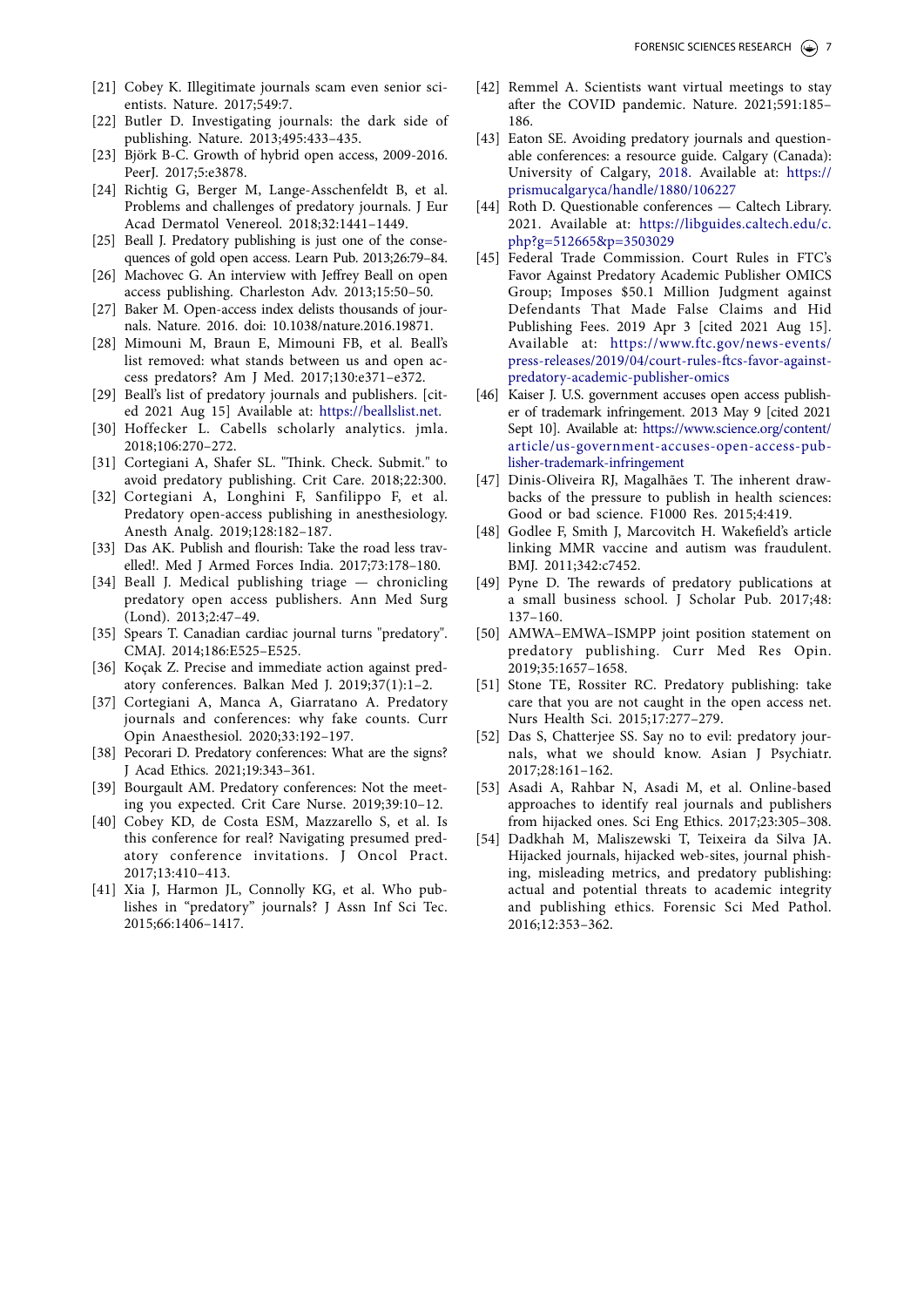[21] Cobey K. Illegitimate journals scam even senior scientists. Nature. 2017;549:7.

[22] Butler D. Investigating journals: the dark side of publishing. Nature. 2013;495:433–435.

[23] Björk B-C. Growth of hybrid open access, 2009-2016. PeerJ. 2017;5:e3878.

[24] Richtig G, Berger M, Lange-Asschenfeldt B, et al. Problems and challenges of predatory journals. J Eur Acad Dermatol Venereol. 2018;32:1441–1449.

[25] Beall J. Predatory publishing is just one of the consequences of gold open access. Learn Pub. 2013;26:79–84.

[26] Machovec G. An interview with Jeffrey Beall on open access publishing. Charleston Adv. 2013;15:50–50.

[27] Baker M. Open-access index delists thousands of journals. Nature. 2016. doi: 10.1038/nature.2016.19871.

[28] Mimouni M, Braun E, Mimouni FB, et al. Beall's list removed: what stands between us and open access predators? Am J Med. 2017;130:e371–e372.

[29] Beall's list of predatory journals and publishers. [cited 2021 Aug 15] Available at: https://beallslist.net.

[30] Hoffecker L. Cabells scholarly analytics. jmla. 2018;106:270–272.

[31] Cortegiani A, Shafer SL. "Think. Check. Submit." to avoid predatory publishing. Crit Care. 2018;22:300.

[32] Cortegiani A, Longhini F, Sanfilippo F, et al. Predatory open-access publishing in anesthesiology. Anesth Analg. 2019;128:182–187.

[33] Das AK. Publish and flourish: Take the road less travelled!. Med J Armed Forces India. 2017;73:178–180.

[34] Beall J. Medical publishing triage — chronicling predatory open access publishers. Ann Med Surg (Lond). 2013;2:47–49.

[35] Spears T. Canadian cardiac journal turns "predatory". CMAJ. 2014;186:E525–E525.

[36] Koçak Z. Precise and immediate action against predatory conferences. Balkan Med J. 2019;37(1):1–2.

[37] Cortegiani A, Manca A, Giarratano A. Predatory journals and conferences: why fake counts. Curr Opin Anaesthesiol. 2020;33:192–197.

[38] Pecorari D. Predatory conferences: What are the signs? J Acad Ethics. 2021;19:343–361.

[39] Bourgault AM. Predatory conferences: Not the meeting you expected. Crit Care Nurse. 2019;39:10–12.

[40] Cobey KD, de Costa ESM, Mazzarello S, et al. Is this conference for real? Navigating presumed predatory conference invitations. J Oncol Pract. 2017;13:410–413.

[41] Xia J, Harmon JL, Connolly KG, et al. Who publishes in "predatory" journals? J Assn Inf Sci Tec. 2015;66:1406–1417.

[42] Remmel A. Scientists want virtual meetings to stay after the COVID pandemic. Nature. 2021;591:185–186.

[43] Eaton SE. Avoiding predatory journals and questionable conferences: a resource guide. Calgary (Canada): University of Calgary, 2018. Available at: https://prismucalgaryca/handle/1880/106227

[44] Roth D. Questionable conferences — Caltech Library. 2021. Available at: https://libguides.caltech.edu/c.php?g=512665&p=3503029

[45] Federal Trade Commission. Court Rules in FTC's Favor Against Predatory Academic Publisher OMICS Group; Imposes $50.1 Million Judgment against Defendants That Made False Claims and Hid Publishing Fees. 2019 Apr 3 [cited 2021 Aug 15]. Available at: https://www.ftc.gov/news-events/press-releases/2019/04/court-rules-ftcs-favor-against-predatory-academic-publisher-omics

[46] Kaiser J. U.S. government accuses open access publisher of trademark infringement. 2013 May 9 [cited 2021 Sept 10]. Available at: https://www.science.org/content/article/us-government-accuses-open-access-publisher-trademark-infringement

[47] Dinis-Oliveira RJ, Magalhães T. The inherent drawbacks of the pressure to publish in health sciences: Good or bad science. F1000 Res. 2015;4:419.

[48] Godlee F, Smith J, Marcovitch H. Wakefield's article linking MMR vaccine and autism was fraudulent. BMJ. 2011;342:c7452.

[49] Pyne D. The rewards of predatory publications at a small business school. J Scholar Pub. 2017;48:137–160.

[50] AMWA–EMWA–ISMPP joint position statement on predatory publishing. Curr Med Res Opin. 2019;35:1657–1658.

[51] Stone TE, Rossiter RC. Predatory publishing: take care that you are not caught in the open access net. Nurs Health Sci. 2015;17:277–279.

[52] Das S, Chatterjee SS. Say no to evil: predatory journals, what we should know. Asian J Psychiatr. 2017;28:161–162.

[53] Asadi A, Rahbar N, Asadi M, et al. Online-based approaches to identify real journals and publishers from hijacked ones. Sci Eng Ethics. 2017;23:305–308.

[54] Dadkhah M, Maliszewski T, Teixeira da Silva JA. Hijacked journals, hijacked web-sites, journal phishing, misleading metrics, and predatory publishing: actual and potential threats to academic integrity and publishing ethics. Forensic Sci Med Pathol. 2016;12:353–362.